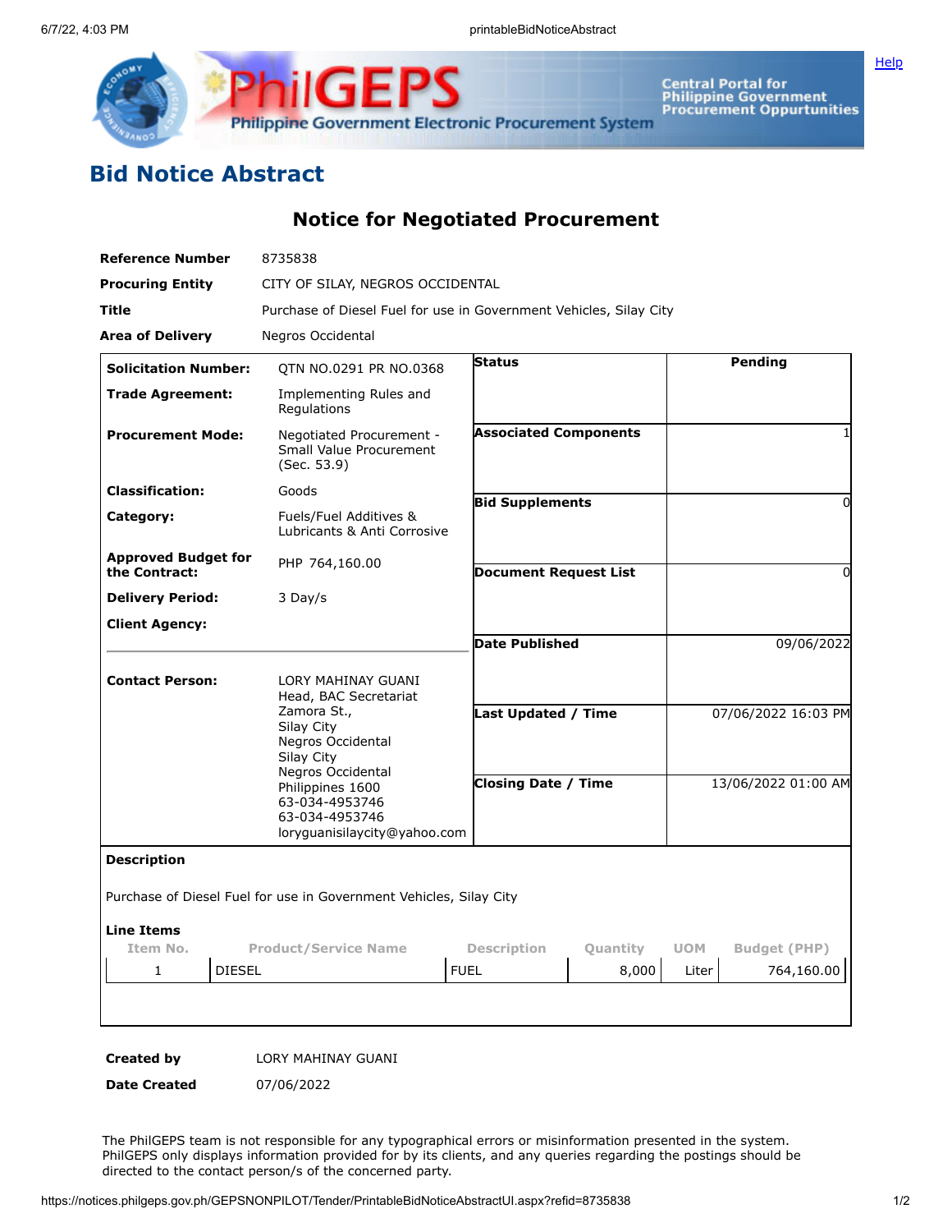# Bid Notice Abstract

## Notice for Negotiated Procurement

| | |
|---|---|
| **Reference Number** | 8735838 |
| **Procuring Entity** | CITY OF SILAY, NEGROS OCCIDENTAL |
| **Title** | Purchase of Diesel Fuel for use in Government Vehicles, Silay City |
| **Area of Delivery** | Negros Occidental |

| | | | |
|---|---|---|---|
| **Solicitation Number:** | QTN NO.0291 PR NO.0368 | **Status** | Pending |
| **Trade Agreement:** | Implementing Rules and Regulations | | |
| **Procurement Mode:** | Negotiated Procurement - Small Value Procurement (Sec. 53.9) | **Associated Components** | 1 |
| **Classification:** | Goods | | |
| **Category:** | Fuels/Fuel Additives & Lubricants & Anti Corrosive | **Bid Supplements** | 0 |
| **Approved Budget for the Contract:** | PHP 764,160.00 | **Document Request List** | 0 |
| **Delivery Period:** | 3 Day/s | | |
| **Client Agency:** | | **Date Published** | 09/06/2022 |
| **Contact Person:** | LORY MAHINAY GUANI<br>Head, BAC Secretariat<br>Zamora St.,<br>Silay City<br>Negros Occidental<br>Silay City<br>Negros Occidental<br>Philippines 1600<br>63-034-4953746<br>63-034-4953746<br>loryguanisilaycity@yahoo.com | **Last Updated / Time** | 07/06/2022 16:03 PM |
| | | **Closing Date / Time** | 13/06/2022 01:00 AM |

**Description**

Purchase of Diesel Fuel for use in Government Vehicles, Silay City

**Line Items**

| Item No. | Product/Service Name | Description | Quantity | UOM | Budget (PHP) |
|---|---|---|---|---|---|
| 1 | DIESEL | FUEL | 8,000 | Liter | 764,160.00 |

| | |
|---|---|
| **Created by** | LORY MAHINAY GUANI |
| **Date Created** | 07/06/2022 |

The PhilGEPS team is not responsible for any typographical errors or misinformation presented in the system. PhilGEPS only displays information provided for by its clients, and any queries regarding the postings should be directed to the contact person/s of the concerned party.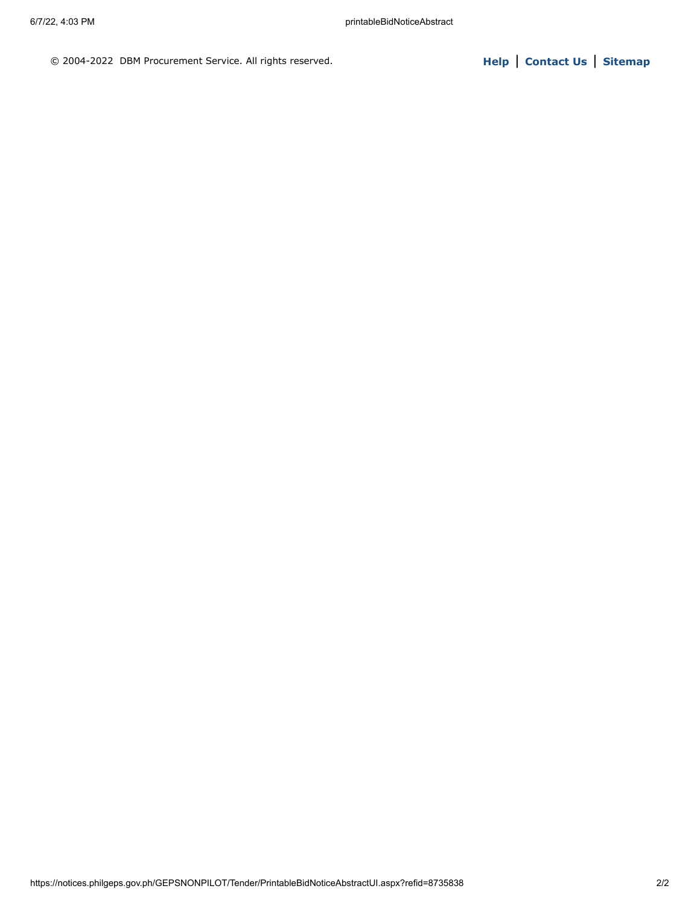© 2004-2022 DBM Procurement Service. All rights reserved.

**Help** | **Contact Us** | **Sitemap**